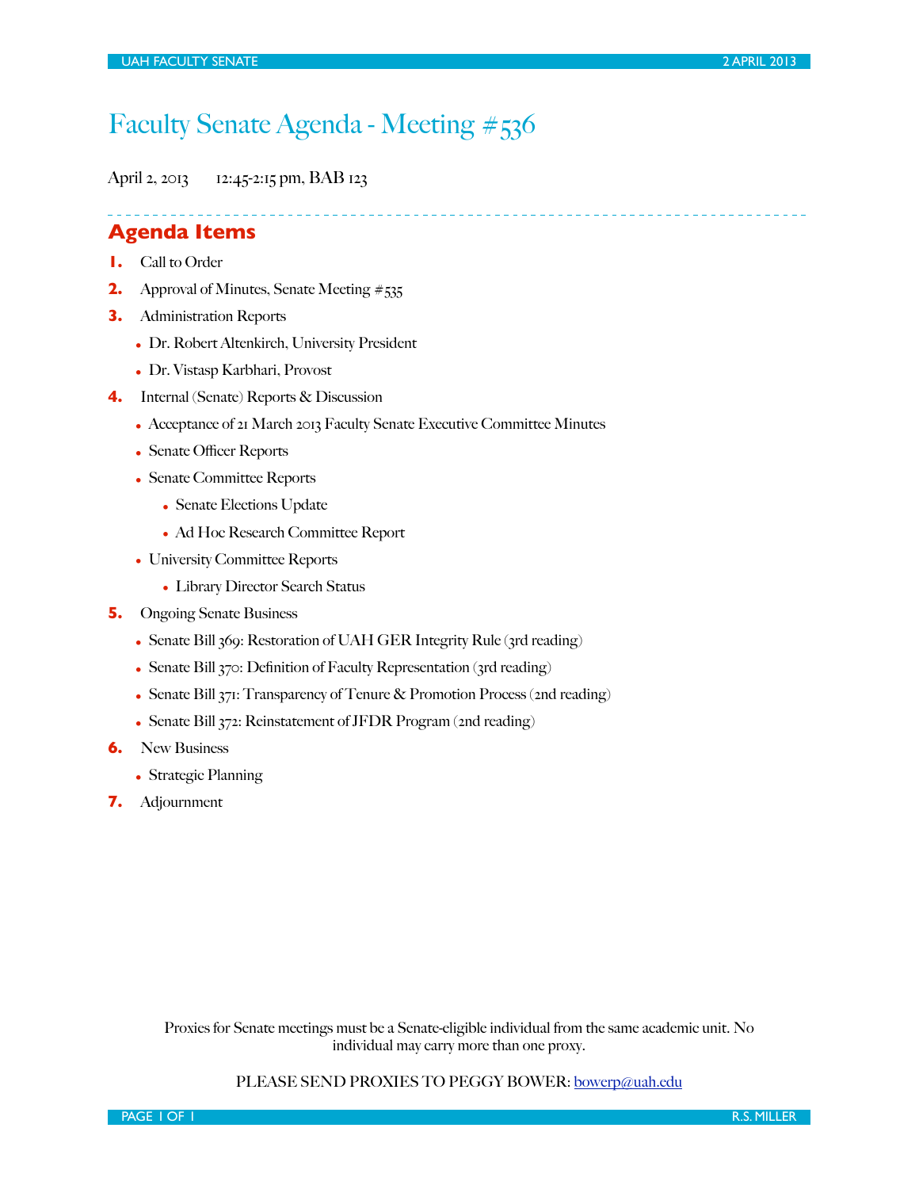# Faculty Senate Agenda - Meeting #536

April 2, 2013 12:45-2:15 pm, BAB 123

## Agenda Items

1. Call to Order
2. Approval of Minutes, Senate Meeting #535
3. Administration Reports
   - Dr. Robert Altenkirch, University President
   - Dr. Vistasp Karbhari, Provost
4. Internal (Senate) Reports & Discussion
   - Acceptance of 21 March 2013 Faculty Senate Executive Committee Minutes
   - Senate Officer Reports
   - Senate Committee Reports
     - Senate Elections Update
     - Ad Hoc Research Committee Report
   - University Committee Reports
     - Library Director Search Status
5. Ongoing Senate Business
   - Senate Bill 369: Restoration of UAH GER Integrity Rule (3rd reading)
   - Senate Bill 370: Definition of Faculty Representation (3rd reading)
   - Senate Bill 371: Transparency of Tenure & Promotion Process (2nd reading)
   - Senate Bill 372: Reinstatement of JFDR Program (2nd reading)
6. New Business
   - Strategic Planning
7. Adjournment

Proxies for Senate meetings must be a Senate-eligible individual from the same academic unit. No individual may carry more than one proxy.

PLEASE SEND PROXIES TO PEGGY BOWER: bowerp@uah.edu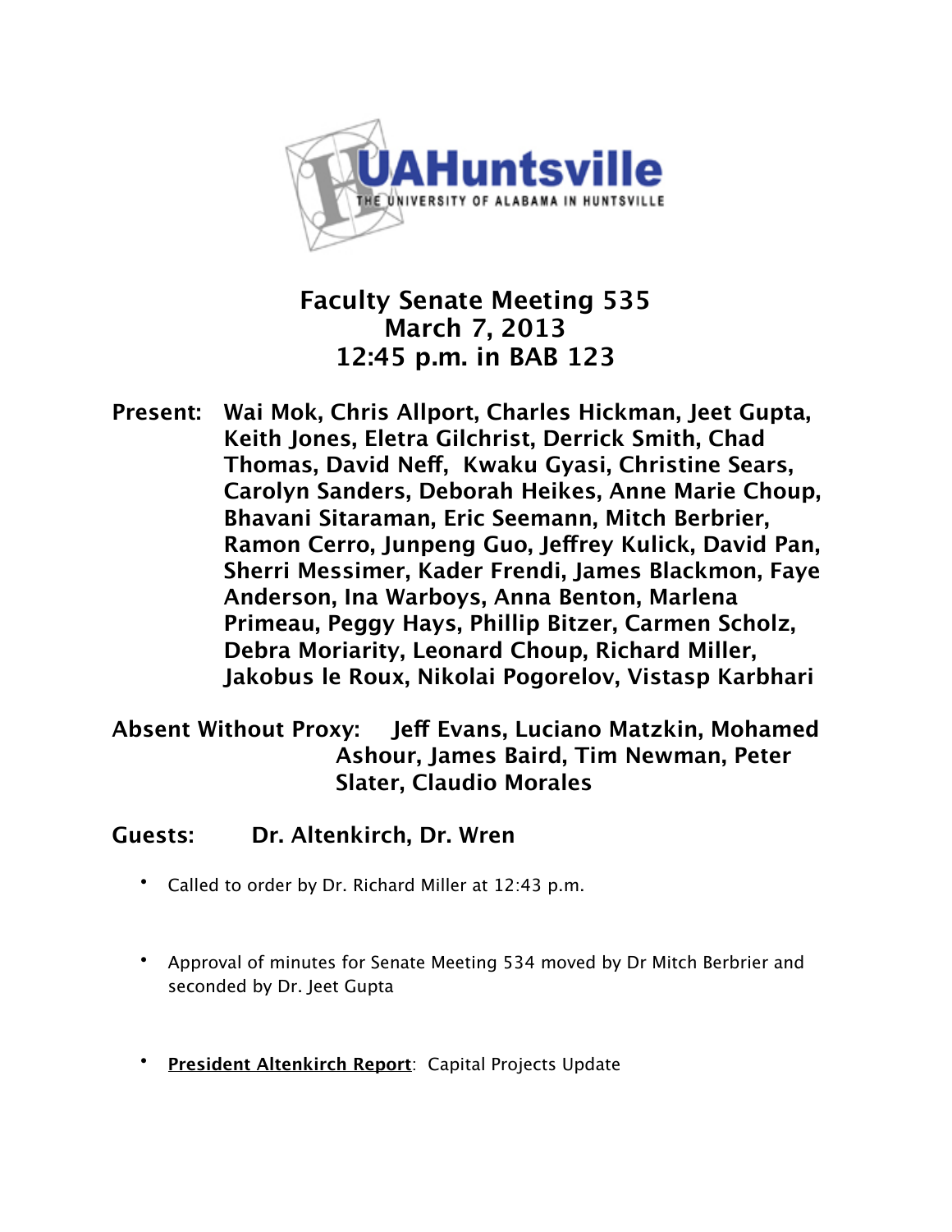# Faculty Senate Meeting 535
## March 7, 2013
## 12:45 p.m. in BAB 123

**Present:** **Wai Mok, Chris Allport, Charles Hickman, Jeet Gupta, Keith Jones, Eletra Gilchrist, Derrick Smith, Chad Thomas, David Neff, Kwaku Gyasi, Christine Sears, Carolyn Sanders, Deborah Heikes, Anne Marie Choup, Bhavani Sitaraman, Eric Seemann, Mitch Berbrier, Ramon Cerro, Junpeng Guo, Jeffrey Kulick, David Pan, Sherri Messimer, Kader Frendi, James Blackmon, Faye Anderson, Ina Warboys, Anna Benton, Marlena Primeau, Peggy Hays, Phillip Bitzer, Carmen Scholz, Debra Moriarity, Leonard Choup, Richard Miller, Jakobus le Roux, Nikolai Pogorelov, Vistasp Karbhari**

**Absent Without Proxy:** **Jeff Evans, Luciano Matzkin, Mohamed Ashour, James Baird, Tim Newman, Peter Slater, Claudio Morales**

**Guests:** **Dr. Altenkirch, Dr. Wren**

- Called to order by Dr. Richard Miller at 12:43 p.m.
- Approval of minutes for Senate Meeting 534 moved by Dr Mitch Berbrier and seconded by Dr. Jeet Gupta
- **President Altenkirch Report**: Capital Projects Update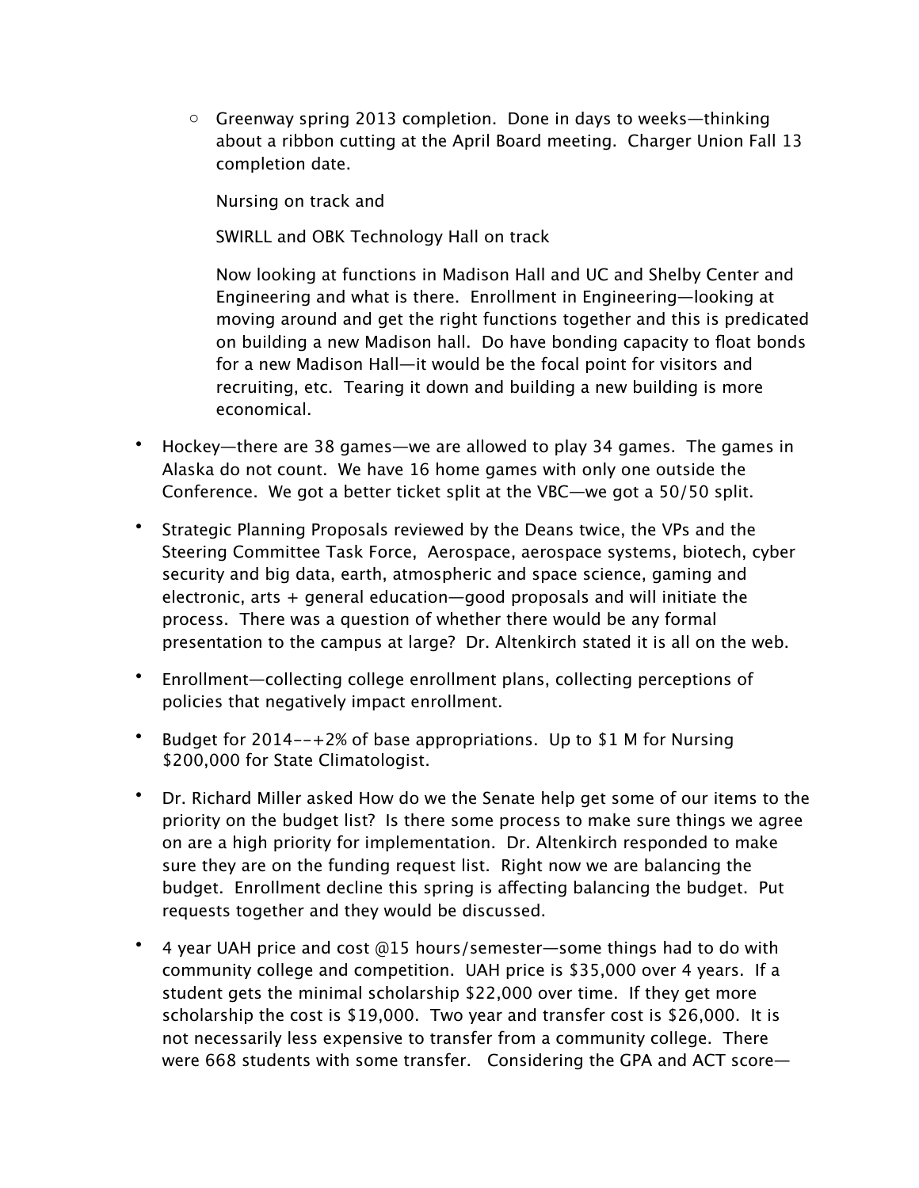- Greenway spring 2013 completion. Done in days to weeks—thinking about a ribbon cutting at the April Board meeting. Charger Union Fall 13 completion date.

  Nursing on track and

  SWIRLL and OBK Technology Hall on track

  Now looking at functions in Madison Hall and UC and Shelby Center and Engineering and what is there. Enrollment in Engineering—looking at moving around and get the right functions together and this is predicated on building a new Madison hall. Do have bonding capacity to float bonds for a new Madison Hall—it would be the focal point for visitors and recruiting, etc. Tearing it down and building a new building is more economical.

- Hockey—there are 38 games—we are allowed to play 34 games. The games in Alaska do not count. We have 16 home games with only one outside the Conference. We got a better ticket split at the VBC—we got a 50/50 split.

- Strategic Planning Proposals reviewed by the Deans twice, the VPs and the Steering Committee Task Force, Aerospace, aerospace systems, biotech, cyber security and big data, earth, atmospheric and space science, gaming and electronic, arts + general education—good proposals and will initiate the process. There was a question of whether there would be any formal presentation to the campus at large? Dr. Altenkirch stated it is all on the web.

- Enrollment—collecting college enrollment plans, collecting perceptions of policies that negatively impact enrollment.

- Budget for 2014––+2% of base appropriations. Up to $1 M for Nursing $200,000 for State Climatologist.

- Dr. Richard Miller asked How do we the Senate help get some of our items to the priority on the budget list? Is there some process to make sure things we agree on are a high priority for implementation. Dr. Altenkirch responded to make sure they are on the funding request list. Right now we are balancing the budget. Enrollment decline this spring is affecting balancing the budget. Put requests together and they would be discussed.

- 4 year UAH price and cost @15 hours/semester—some things had to do with community college and competition. UAH price is $35,000 over 4 years. If a student gets the minimal scholarship $22,000 over time. If they get more scholarship the cost is $19,000. Two year and transfer cost is $26,000. It is not necessarily less expensive to transfer from a community college. There were 668 students with some transfer. Considering the GPA and ACT score—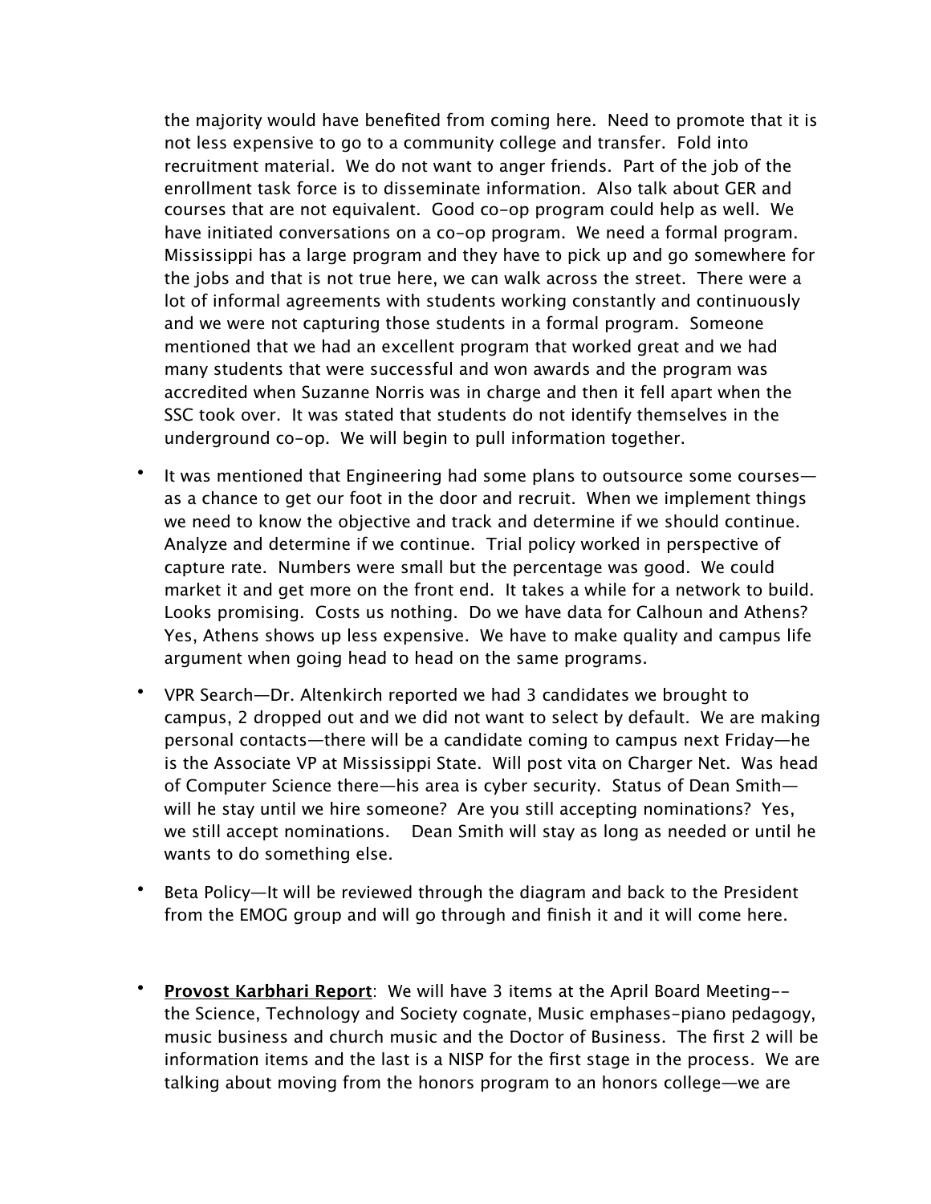the majority would have benefited from coming here. Need to promote that it is not less expensive to go to a community college and transfer. Fold into recruitment material. We do not want to anger friends. Part of the job of the enrollment task force is to disseminate information. Also talk about GER and courses that are not equivalent. Good co-op program could help as well. We have initiated conversations on a co-op program. We need a formal program. Mississippi has a large program and they have to pick up and go somewhere for the jobs and that is not true here, we can walk across the street. There were a lot of informal agreements with students working constantly and continuously and we were not capturing those students in a formal program. Someone mentioned that we had an excellent program that worked great and we had many students that were successful and won awards and the program was accredited when Suzanne Norris was in charge and then it fell apart when the SSC took over. It was stated that students do not identify themselves in the underground co-op. We will begin to pull information together.

- It was mentioned that Engineering had some plans to outsource some courses—as a chance to get our foot in the door and recruit. When we implement things we need to know the objective and track and determine if we should continue. Analyze and determine if we continue. Trial policy worked in perspective of capture rate. Numbers were small but the percentage was good. We could market it and get more on the front end. It takes a while for a network to build. Looks promising. Costs us nothing. Do we have data for Calhoun and Athens? Yes, Athens shows up less expensive. We have to make quality and campus life argument when going head to head on the same programs.

- VPR Search—Dr. Altenkirch reported we had 3 candidates we brought to campus, 2 dropped out and we did not want to select by default. We are making personal contacts—there will be a candidate coming to campus next Friday—he is the Associate VP at Mississippi State. Will post vita on Charger Net. Was head of Computer Science there—his area is cyber security. Status of Dean Smith—will he stay until we hire someone? Are you still accepting nominations? Yes, we still accept nominations. Dean Smith will stay as long as needed or until he wants to do something else.

- Beta Policy—It will be reviewed through the diagram and back to the President from the EMOG group and will go through and finish it and it will come here.

- **Provost Karbhari Report**: We will have 3 items at the April Board Meeting--the Science, Technology and Society cognate, Music emphases-piano pedagogy, music business and church music and the Doctor of Business. The first 2 will be information items and the last is a NISP for the first stage in the process. We are talking about moving from the honors program to an honors college—we are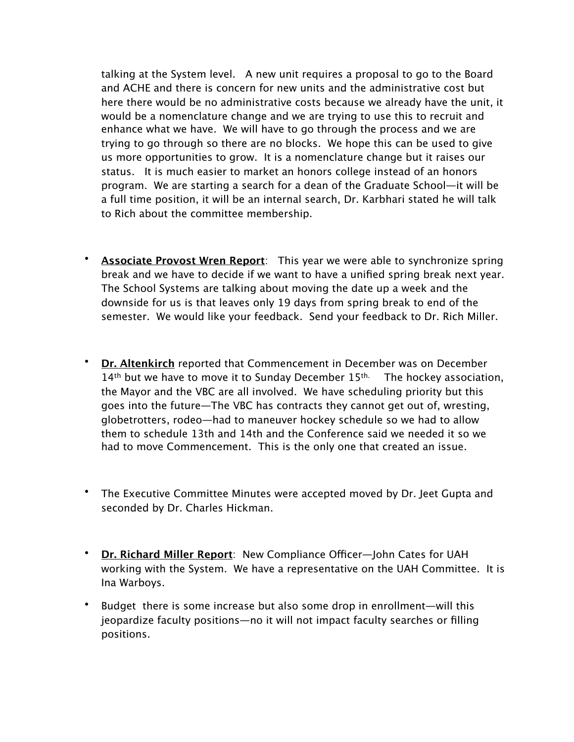talking at the System level. A new unit requires a proposal to go to the Board and ACHE and there is concern for new units and the administrative cost but here there would be no administrative costs because we already have the unit, it would be a nomenclature change and we are trying to use this to recruit and enhance what we have. We will have to go through the process and we are trying to go through so there are no blocks. We hope this can be used to give us more opportunities to grow. It is a nomenclature change but it raises our status. It is much easier to market an honors college instead of an honors program. We are starting a search for a dean of the Graduate School—it will be a full time position, it will be an internal search, Dr. Karbhari stated he will talk to Rich about the committee membership.

- **Associate Provost Wren Report**: This year we were able to synchronize spring break and we have to decide if we want to have a unified spring break next year. The School Systems are talking about moving the date up a week and the downside for us is that leaves only 19 days from spring break to end of the semester. We would like your feedback. Send your feedback to Dr. Rich Miller.

- **Dr. Altenkirch** reported that Commencement in December was on December 14th but we have to move it to Sunday December 15th. The hockey association, the Mayor and the VBC are all involved. We have scheduling priority but this goes into the future—The VBC has contracts they cannot get out of, wresting, globetrotters, rodeo—had to maneuver hockey schedule so we had to allow them to schedule 13th and 14th and the Conference said we needed it so we had to move Commencement. This is the only one that created an issue.

- The Executive Committee Minutes were accepted moved by Dr. Jeet Gupta and seconded by Dr. Charles Hickman.

- **Dr. Richard Miller Report**: New Compliance Officer—John Cates for UAH working with the System. We have a representative on the UAH Committee. It is Ina Warboys.
- Budget there is some increase but also some drop in enrollment—will this jeopardize faculty positions—no it will not impact faculty searches or filling positions.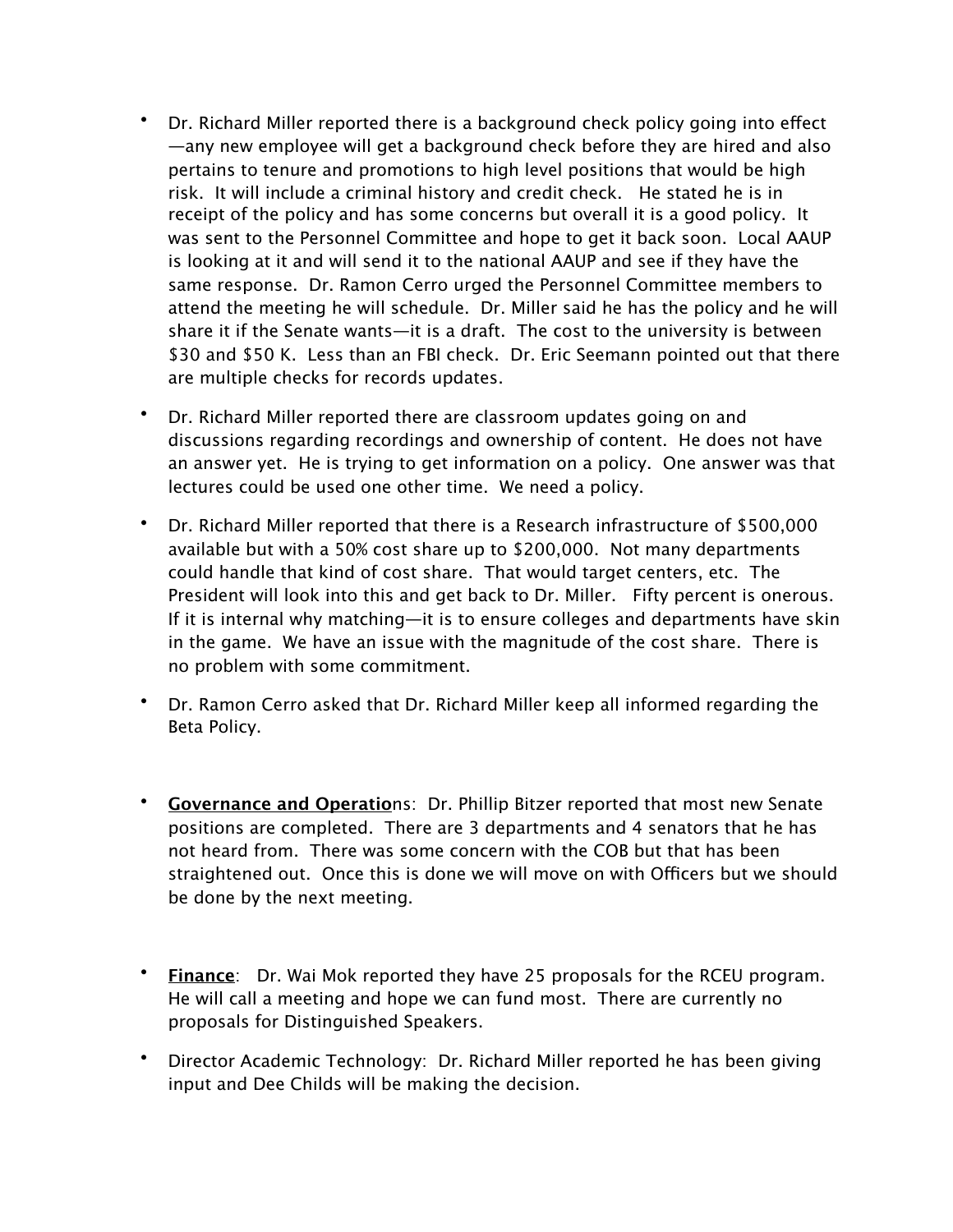- Dr. Richard Miller reported there is a background check policy going into effect—any new employee will get a background check before they are hired and also pertains to tenure and promotions to high level positions that would be high risk. It will include a criminal history and credit check. He stated he is in receipt of the policy and has some concerns but overall it is a good policy. It was sent to the Personnel Committee and hope to get it back soon. Local AAUP is looking at it and will send it to the national AAUP and see if they have the same response. Dr. Ramon Cerro urged the Personnel Committee members to attend the meeting he will schedule. Dr. Miller said he has the policy and he will share it if the Senate wants—it is a draft. The cost to the university is between $30 and $50 K. Less than an FBI check. Dr. Eric Seemann pointed out that there are multiple checks for records updates.

- Dr. Richard Miller reported there are classroom updates going on and discussions regarding recordings and ownership of content. He does not have an answer yet. He is trying to get information on a policy. One answer was that lectures could be used one other time. We need a policy.

- Dr. Richard Miller reported that there is a Research infrastructure of $500,000 available but with a 50% cost share up to $200,000. Not many departments could handle that kind of cost share. That would target centers, etc. The President will look into this and get back to Dr. Miller. Fifty percent is onerous. If it is internal why matching—it is to ensure colleges and departments have skin in the game. We have an issue with the magnitude of the cost share. There is no problem with some commitment.

- Dr. Ramon Cerro asked that Dr. Richard Miller keep all informed regarding the Beta Policy.

- **Governance and Operatio**ns: Dr. Phillip Bitzer reported that most new Senate positions are completed. There are 3 departments and 4 senators that he has not heard from. There was some concern with the COB but that has been straightened out. Once this is done we will move on with Officers but we should be done by the next meeting.

- **Finance**: Dr. Wai Mok reported they have 25 proposals for the RCEU program. He will call a meeting and hope we can fund most. There are currently no proposals for Distinguished Speakers.

- Director Academic Technology: Dr. Richard Miller reported he has been giving input and Dee Childs will be making the decision.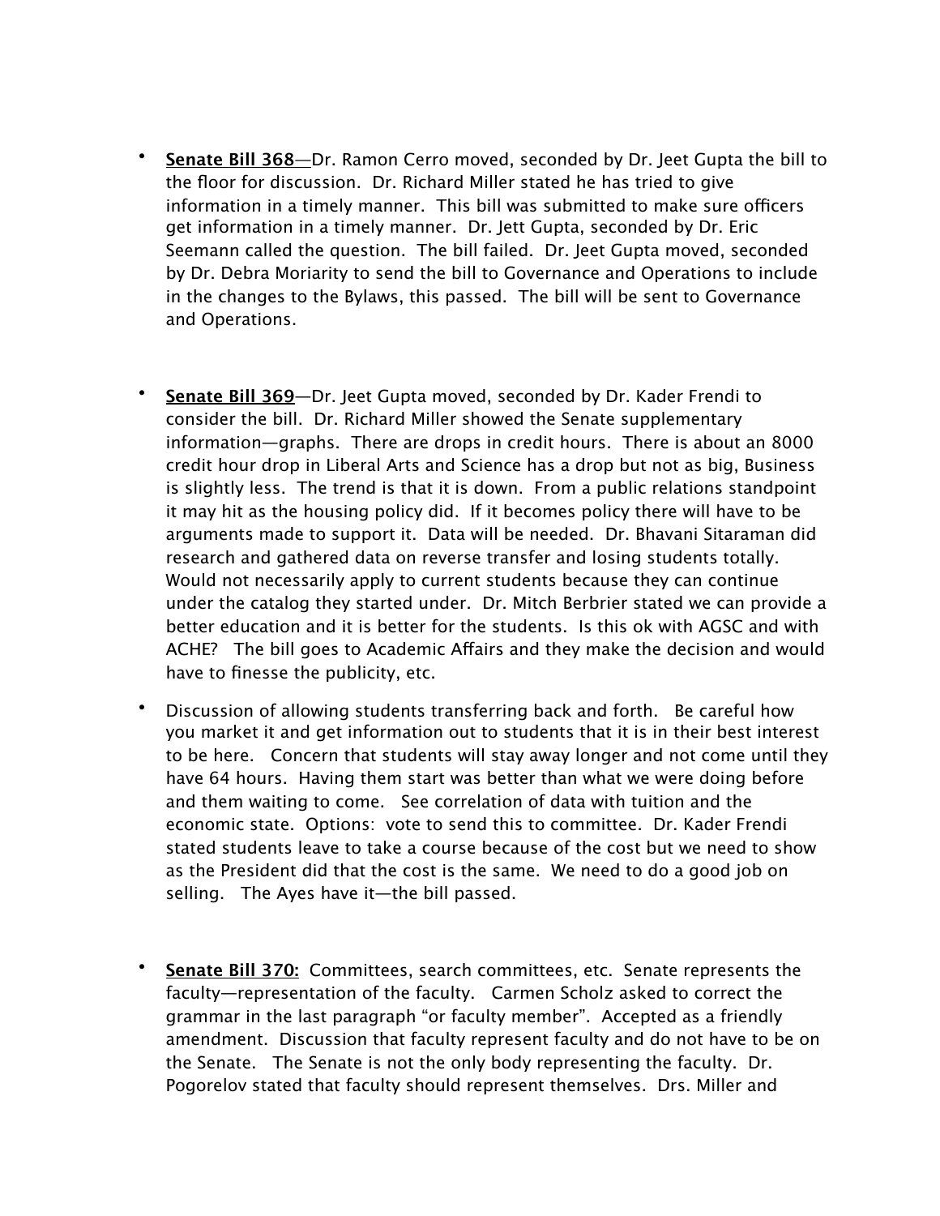- **<u>Senate Bill 368</u>**—Dr. Ramon Cerro moved, seconded by Dr. Jeet Gupta the bill to the floor for discussion. Dr. Richard Miller stated he has tried to give information in a timely manner. This bill was submitted to make sure officers get information in a timely manner. Dr. Jett Gupta, seconded by Dr. Eric Seemann called the question. The bill failed. Dr. Jeet Gupta moved, seconded by Dr. Debra Moriarity to send the bill to Governance and Operations to include in the changes to the Bylaws, this passed. The bill will be sent to Governance and Operations.

- **<u>Senate Bill 369</u>**—Dr. Jeet Gupta moved, seconded by Dr. Kader Frendi to consider the bill. Dr. Richard Miller showed the Senate supplementary information—graphs. There are drops in credit hours. There is about an 8000 credit hour drop in Liberal Arts and Science has a drop but not as big, Business is slightly less. The trend is that it is down. From a public relations standpoint it may hit as the housing policy did. If it becomes policy there will have to be arguments made to support it. Data will be needed. Dr. Bhavani Sitaraman did research and gathered data on reverse transfer and losing students totally. Would not necessarily apply to current students because they can continue under the catalog they started under. Dr. Mitch Berbrier stated we can provide a better education and it is better for the students. Is this ok with AGSC and with ACHE? The bill goes to Academic Affairs and they make the decision and would have to finesse the publicity, etc.

- Discussion of allowing students transferring back and forth. Be careful how you market it and get information out to students that it is in their best interest to be here. Concern that students will stay away longer and not come until they have 64 hours. Having them start was better than what we were doing before and them waiting to come. See correlation of data with tuition and the economic state. Options: vote to send this to committee. Dr. Kader Frendi stated students leave to take a course because of the cost but we need to show as the President did that the cost is the same. We need to do a good job on selling. The Ayes have it—the bill passed.

- **<u>Senate Bill 370:</u>** Committees, search committees, etc. Senate represents the faculty—representation of the faculty. Carmen Scholz asked to correct the grammar in the last paragraph "or faculty member". Accepted as a friendly amendment. Discussion that faculty represent faculty and do not have to be on the Senate. The Senate is not the only body representing the faculty. Dr. Pogorelov stated that faculty should represent themselves. Drs. Miller and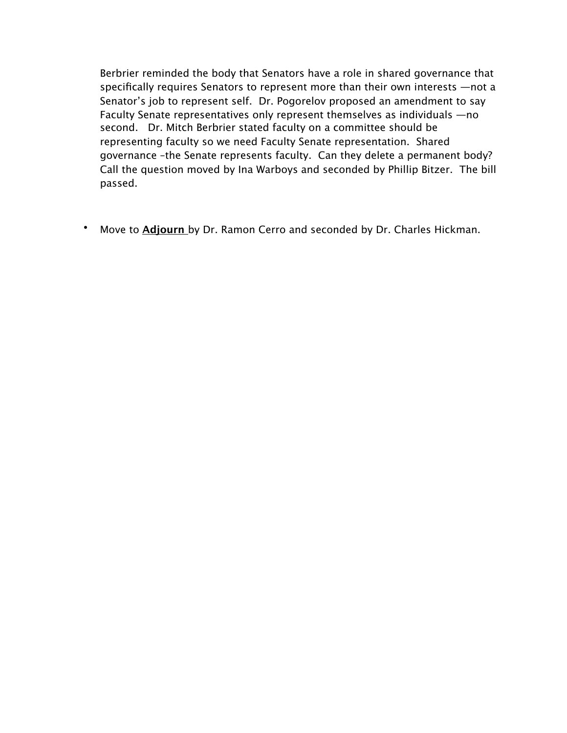Berbrier reminded the body that Senators have a role in shared governance that specifically requires Senators to represent more than their own interests —not a Senator's job to represent self. Dr. Pogorelov proposed an amendment to say Faculty Senate representatives only represent themselves as individuals —no second. Dr. Mitch Berbrier stated faculty on a committee should be representing faculty so we need Faculty Senate representation. Shared governance –the Senate represents faculty. Can they delete a permanent body? Call the question moved by Ina Warboys and seconded by Phillip Bitzer. The bill passed.

- Move to **Adjourn** by Dr. Ramon Cerro and seconded by Dr. Charles Hickman.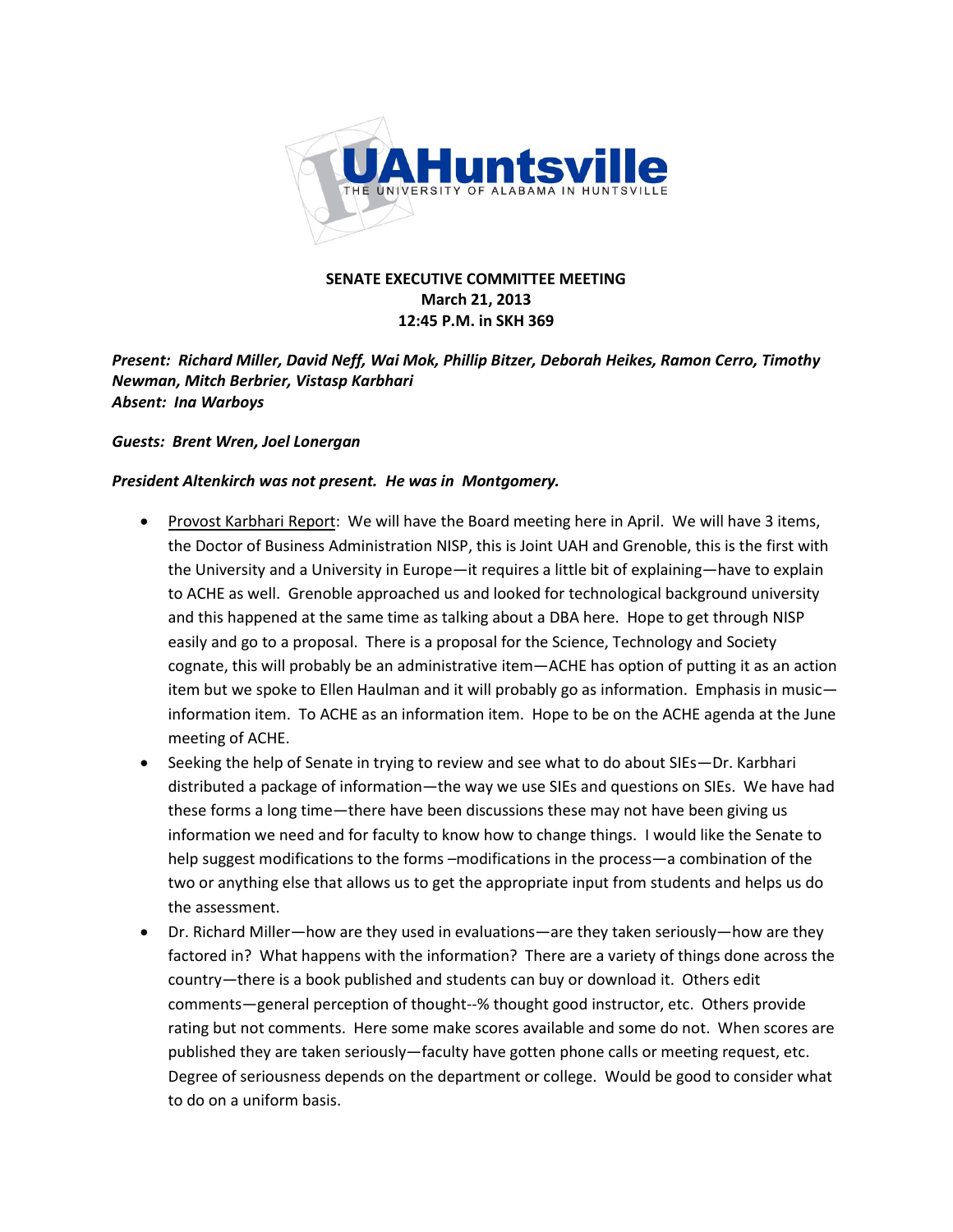**SENATE EXECUTIVE COMMITTEE MEETING**
**March 21, 2013**
**12:45 P.M. in SKH 369**

***Present: Richard Miller, David Neff, Wai Mok, Phillip Bitzer, Deborah Heikes, Ramon Cerro, Timothy Newman, Mitch Berbrier, Vistasp Karbhari***
***Absent: Ina Warboys***

***Guests: Brent Wren, Joel Lonergan***

***President Altenkirch was not present. He was in Montgomery.***

- Provost Karbhari Report: We will have the Board meeting here in April. We will have 3 items, the Doctor of Business Administration NISP, this is Joint UAH and Grenoble, this is the first with the University and a University in Europe—it requires a little bit of explaining—have to explain to ACHE as well. Grenoble approached us and looked for technological background university and this happened at the same time as talking about a DBA here. Hope to get through NISP easily and go to a proposal. There is a proposal for the Science, Technology and Society cognate, this will probably be an administrative item—ACHE has option of putting it as an action item but we spoke to Ellen Haulman and it will probably go as information. Emphasis in music—information item. To ACHE as an information item. Hope to be on the ACHE agenda at the June meeting of ACHE.
- Seeking the help of Senate in trying to review and see what to do about SIEs—Dr. Karbhari distributed a package of information—the way we use SIEs and questions on SIEs. We have had these forms a long time—there have been discussions these may not have been giving us information we need and for faculty to know how to change things. I would like the Senate to help suggest modifications to the forms –modifications in the process—a combination of the two or anything else that allows us to get the appropriate input from students and helps us do the assessment.
- Dr. Richard Miller—how are they used in evaluations—are they taken seriously—how are they factored in? What happens with the information? There are a variety of things done across the country—there is a book published and students can buy or download it. Others edit comments—general perception of thought--% thought good instructor, etc. Others provide rating but not comments. Here some make scores available and some do not. When scores are published they are taken seriously—faculty have gotten phone calls or meeting request, etc. Degree of seriousness depends on the department or college. Would be good to consider what to do on a uniform basis.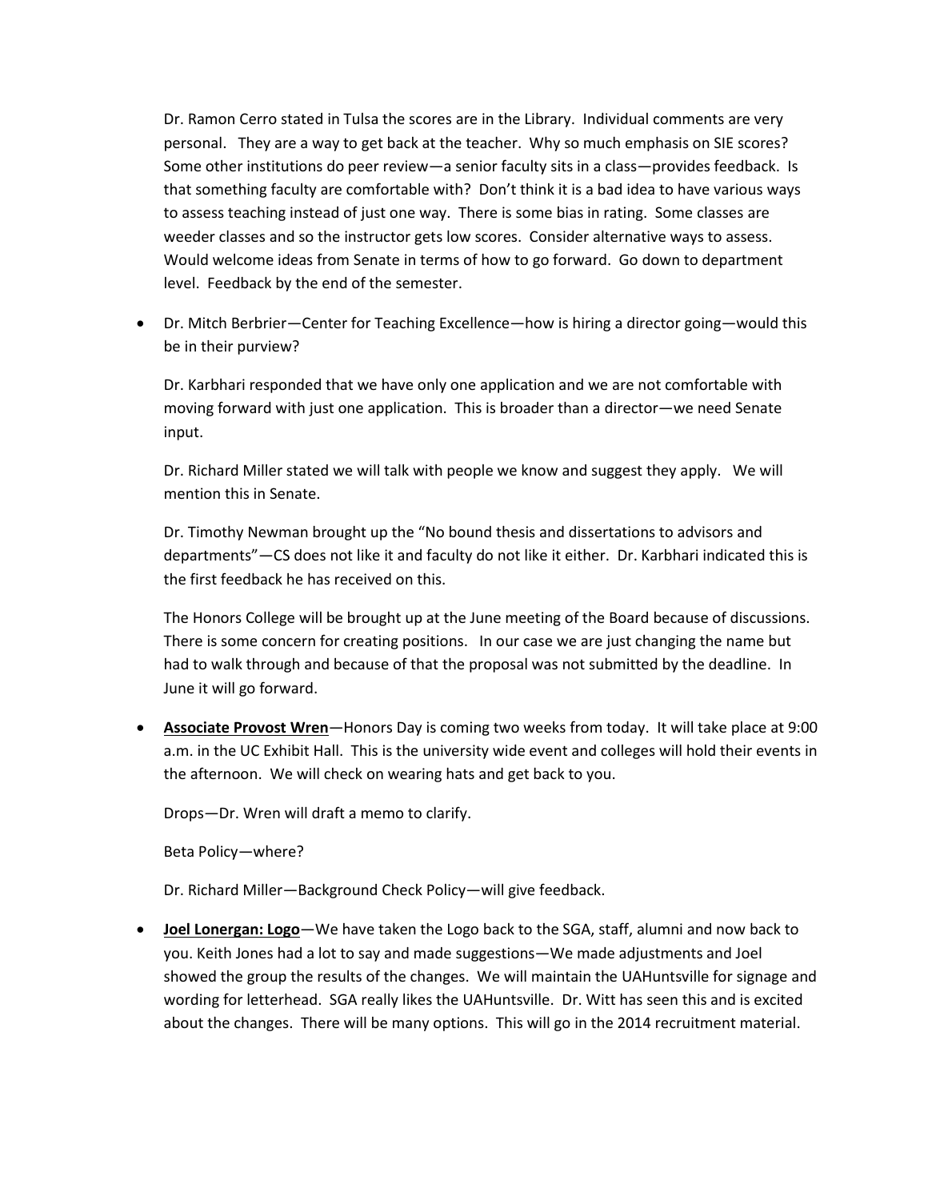Dr. Ramon Cerro stated in Tulsa the scores are in the Library. Individual comments are very personal. They are a way to get back at the teacher. Why so much emphasis on SIE scores? Some other institutions do peer review—a senior faculty sits in a class—provides feedback. Is that something faculty are comfortable with? Don't think it is a bad idea to have various ways to assess teaching instead of just one way. There is some bias in rating. Some classes are weeder classes and so the instructor gets low scores. Consider alternative ways to assess. Would welcome ideas from Senate in terms of how to go forward. Go down to department level. Feedback by the end of the semester.

- Dr. Mitch Berbrier—Center for Teaching Excellence—how is hiring a director going—would this be in their purview?

  Dr. Karbhari responded that we have only one application and we are not comfortable with moving forward with just one application. This is broader than a director—we need Senate input.

  Dr. Richard Miller stated we will talk with people we know and suggest they apply. We will mention this in Senate.

  Dr. Timothy Newman brought up the "No bound thesis and dissertations to advisors and departments"—CS does not like it and faculty do not like it either. Dr. Karbhari indicated this is the first feedback he has received on this.

  The Honors College will be brought up at the June meeting of the Board because of discussions. There is some concern for creating positions. In our case we are just changing the name but had to walk through and because of that the proposal was not submitted by the deadline. In June it will go forward.

- **Associate Provost Wren**—Honors Day is coming two weeks from today. It will take place at 9:00 a.m. in the UC Exhibit Hall. This is the university wide event and colleges will hold their events in the afternoon. We will check on wearing hats and get back to you.

  Drops—Dr. Wren will draft a memo to clarify.

  Beta Policy—where?

  Dr. Richard Miller—Background Check Policy—will give feedback.

- **Joel Lonergan: Logo**—We have taken the Logo back to the SGA, staff, alumni and now back to you. Keith Jones had a lot to say and made suggestions—We made adjustments and Joel showed the group the results of the changes. We will maintain the UAHuntsville for signage and wording for letterhead. SGA really likes the UAHuntsville. Dr. Witt has seen this and is excited about the changes. There will be many options. This will go in the 2014 recruitment material.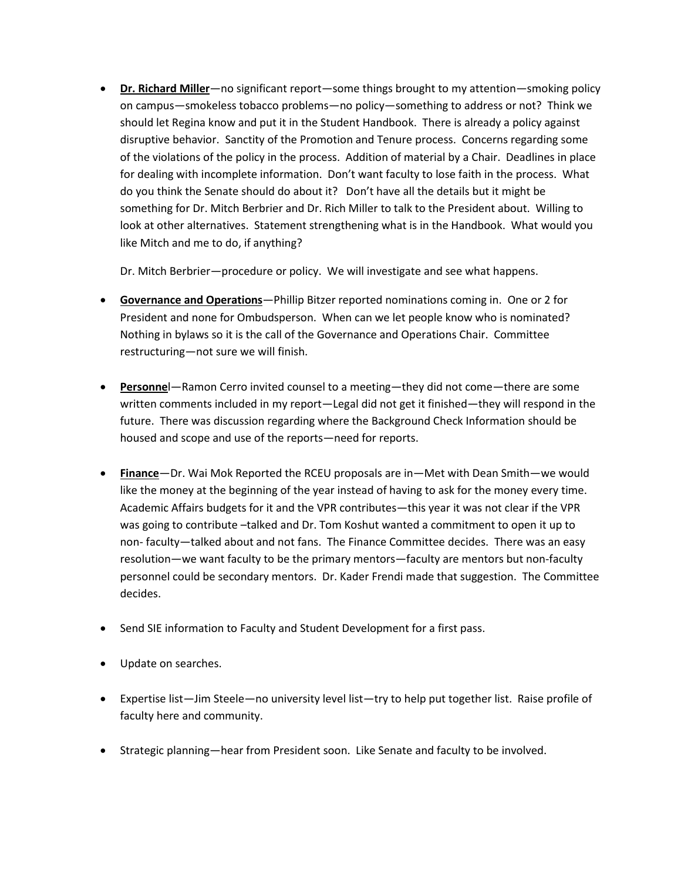- **Dr. Richard Miller**—no significant report—some things brought to my attention—smoking policy on campus—smokeless tobacco problems—no policy—something to address or not? Think we should let Regina know and put it in the Student Handbook. There is already a policy against disruptive behavior. Sanctity of the Promotion and Tenure process. Concerns regarding some of the violations of the policy in the process. Addition of material by a Chair. Deadlines in place for dealing with incomplete information. Don't want faculty to lose faith in the process. What do you think the Senate should do about it? Don't have all the details but it might be something for Dr. Mitch Berbrier and Dr. Rich Miller to talk to the President about. Willing to look at other alternatives. Statement strengthening what is in the Handbook. What would you like Mitch and me to do, if anything?

  Dr. Mitch Berbrier—procedure or policy. We will investigate and see what happens.

- **Governance and Operations**—Phillip Bitzer reported nominations coming in. One or 2 for President and none for Ombudsperson. When can we let people know who is nominated? Nothing in bylaws so it is the call of the Governance and Operations Chair. Committee restructuring—not sure we will finish.

- **Personne**l—Ramon Cerro invited counsel to a meeting—they did not come—there are some written comments included in my report—Legal did not get it finished—they will respond in the future. There was discussion regarding where the Background Check Information should be housed and scope and use of the reports—need for reports.

- **Finance**—Dr. Wai Mok Reported the RCEU proposals are in—Met with Dean Smith—we would like the money at the beginning of the year instead of having to ask for the money every time. Academic Affairs budgets for it and the VPR contributes—this year it was not clear if the VPR was going to contribute –talked and Dr. Tom Koshut wanted a commitment to open it up to non- faculty—talked about and not fans. The Finance Committee decides. There was an easy resolution—we want faculty to be the primary mentors—faculty are mentors but non-faculty personnel could be secondary mentors. Dr. Kader Frendi made that suggestion. The Committee decides.

- Send SIE information to Faculty and Student Development for a first pass.

- Update on searches.

- Expertise list—Jim Steele—no university level list—try to help put together list. Raise profile of faculty here and community.

- Strategic planning—hear from President soon. Like Senate and faculty to be involved.